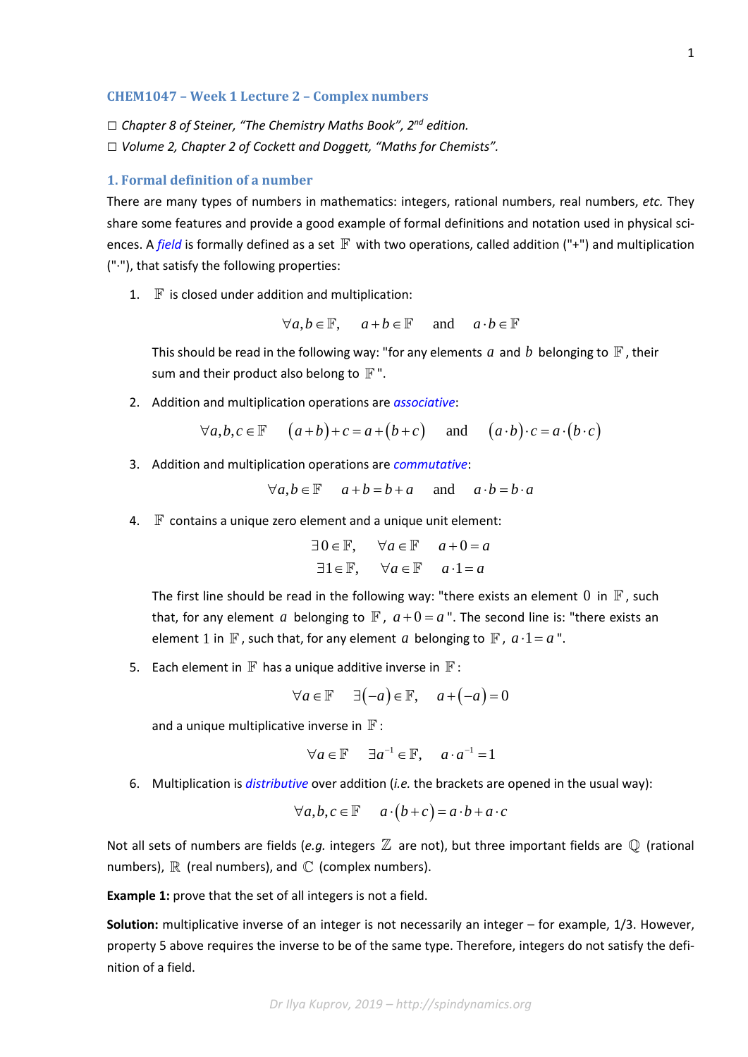## CHEM1047 – Week 1 Lecture 2 – Complex numbers

☐ *Chapter 8 of Steiner, "The Chemistry Maths Book", 2nd edition.*
☐ *Volume 2, Chapter 2 of Cockett and Doggett, "Maths for Chemists".*

### 1. Formal definition of a number

There are many types of numbers in mathematics: integers, rational numbers, real numbers, *etc.* They share some features and provide a good example of formal definitions and notation used in physical sciences. A ***field*** is formally defined as a set $\mathbb{F}$ with two operations, called addition ("+") and multiplication ("·"), that satisfy the following properties:

1. $\mathbb{F}$ is closed under addition and multiplication:

$$\forall a,b \in \mathbb{F}, \quad a+b \in \mathbb{F} \quad \text{and} \quad a \cdot b \in \mathbb{F}$$

   This should be read in the following way: "for any elements $a$ and $b$ belonging to $\mathbb{F}$, their sum and their product also belong to $\mathbb{F}$".

2. Addition and multiplication operations are ***associative***:

$$\forall a,b,c \in \mathbb{F} \quad (a+b)+c = a+(b+c) \quad \text{and} \quad (a \cdot b)\cdot c = a \cdot (b \cdot c)$$

3. Addition and multiplication operations are ***commutative***:

$$\forall a,b \in \mathbb{F} \quad a+b = b+a \quad \text{and} \quad a \cdot b = b \cdot a$$

4. $\mathbb{F}$ contains a unique zero element and a unique unit element:

$$\exists 0 \in \mathbb{F}, \quad \forall a \in \mathbb{F} \quad a+0 = a$$
$$\exists 1 \in \mathbb{F}, \quad \forall a \in \mathbb{F} \quad a \cdot 1 = a$$

   The first line should be read in the following way: "there exists an element $0$ in $\mathbb{F}$, such that, for any element $a$ belonging to $\mathbb{F}$, $a+0=a$". The second line is: "there exists an element $1$ in $\mathbb{F}$, such that, for any element $a$ belonging to $\mathbb{F}$, $a \cdot 1 = a$".

5. Each element in $\mathbb{F}$ has a unique additive inverse in $\mathbb{F}$:

$$\forall a \in \mathbb{F} \quad \exists (-a) \in \mathbb{F}, \quad a + (-a) = 0$$

   and a unique multiplicative inverse in $\mathbb{F}$:

$$\forall a \in \mathbb{F} \quad \exists a^{-1} \in \mathbb{F}, \quad a \cdot a^{-1} = 1$$

6. Multiplication is ***distributive*** over addition (*i.e.* the brackets are opened in the usual way):

$$\forall a,b,c \in \mathbb{F} \quad a \cdot (b+c) = a \cdot b + a \cdot c$$

Not all sets of numbers are fields (*e.g.* integers $\mathbb{Z}$ are not), but three important fields are $\mathbb{Q}$ (rational numbers), $\mathbb{R}$ (real numbers), and $\mathbb{C}$ (complex numbers).

**Example 1:** prove that the set of all integers is not a field.

**Solution:** multiplicative inverse of an integer is not necessarily an integer – for example, 1/3. However, property 5 above requires the inverse to be of the same type. Therefore, integers do not satisfy the definition of a field.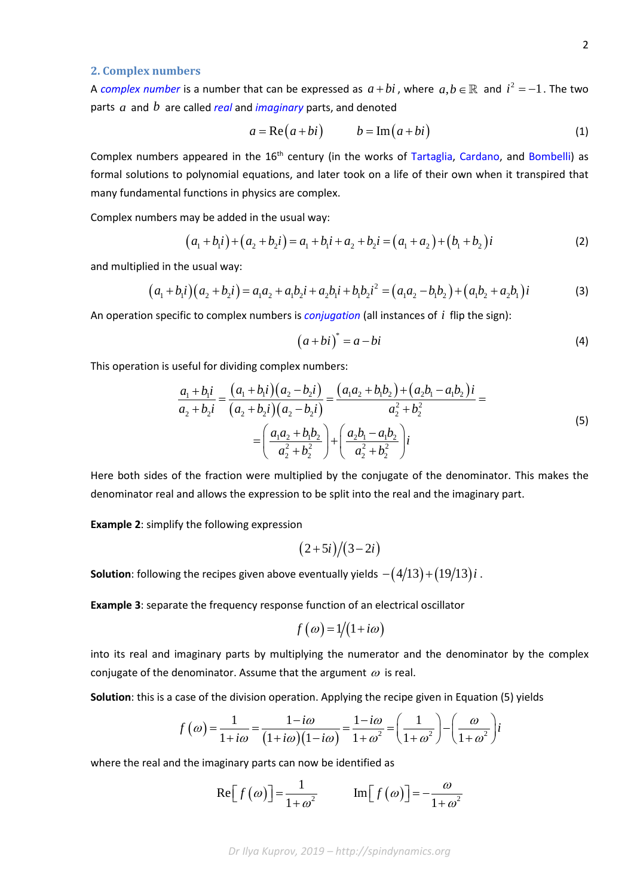## 2. Complex numbers

A *complex number* is a number that can be expressed as $a+bi$, where $a,b\in\mathbb{R}$ and $i^2=-1$. The two parts $a$ and $b$ are called *real* and *imaginary* parts, and denoted

$$a=\mathrm{Re}(a+bi) \qquad b=\mathrm{Im}(a+bi) \tag{1}$$

Complex numbers appeared in the 16th century (in the works of Tartaglia, Cardano, and Bombelli) as formal solutions to polynomial equations, and later took on a life of their own when it transpired that many fundamental functions in physics are complex.

Complex numbers may be added in the usual way:

$$(a_1+b_1 i)+(a_2+b_2 i)=a_1+b_1 i+a_2+b_2 i=(a_1+a_2)+(b_1+b_2)i \tag{2}$$

and multiplied in the usual way:

$$(a_1+b_1 i)(a_2+b_2 i)=a_1a_2+a_1b_2 i+a_2b_1 i+b_1b_2 i^2=(a_1a_2-b_1b_2)+(a_1b_2+a_2b_1)i \tag{3}$$

An operation specific to complex numbers is *conjugation* (all instances of $i$ flip the sign):

$$(a+bi)^*=a-bi \tag{4}$$

This operation is useful for dividing complex numbers:

$$\begin{aligned}\frac{a_1+b_1 i}{a_2+b_2 i}&=\frac{(a_1+b_1 i)(a_2-b_2 i)}{(a_2+b_2 i)(a_2-b_2 i)}=\frac{(a_1a_2+b_1b_2)+(a_2b_1-a_1b_2)i}{a_2^2+b_2^2}=\\&=\left(\frac{a_1a_2+b_1b_2}{a_2^2+b_2^2}\right)+\left(\frac{a_2b_1-a_1b_2}{a_2^2+b_2^2}\right)i\end{aligned} \tag{5}$$

Here both sides of the fraction were multiplied by the conjugate of the denominator. This makes the denominator real and allows the expression to be split into the real and the imaginary part.

**Example 2**: simplify the following expression

$$(2+5i)/(3-2i)$$

**Solution**: following the recipes given above eventually yields $-(4/13)+(19/13)i$.

**Example 3**: separate the frequency response function of an electrical oscillator

$$f(\omega)=1/(1+i\omega)$$

into its real and imaginary parts by multiplying the numerator and the denominator by the complex conjugate of the denominator. Assume that the argument $\omega$ is real.

**Solution**: this is a case of the division operation. Applying the recipe given in Equation (5) yields

$$f(\omega)=\frac{1}{1+i\omega}=\frac{1-i\omega}{(1+i\omega)(1-i\omega)}=\frac{1-i\omega}{1+\omega^2}=\left(\frac{1}{1+\omega^2}\right)-\left(\frac{\omega}{1+\omega^2}\right)i$$

where the real and the imaginary parts can now be identified as

$$\mathrm{Re}\left[f(\omega)\right]=\frac{1}{1+\omega^2} \qquad \mathrm{Im}\left[f(\omega)\right]=-\frac{\omega}{1+\omega^2}$$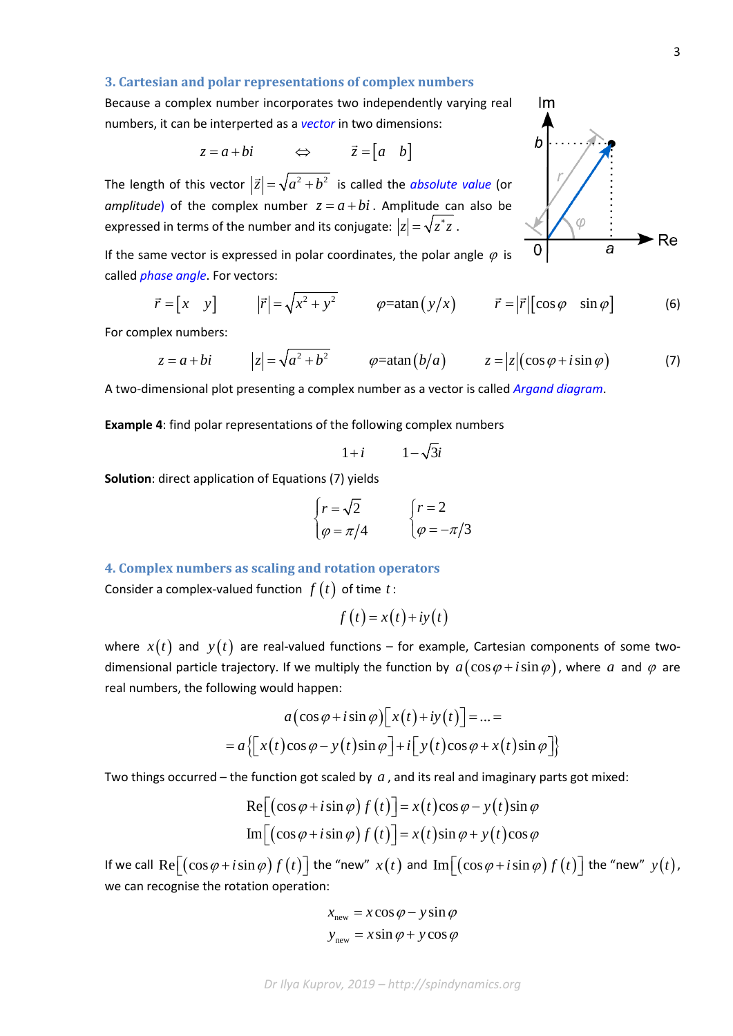## 3. Cartesian and polar representations of complex numbers

Because a complex number incorporates two independently varying real numbers, it can be interpreted as a *vector* in two dimensions:

$$z = a + bi \qquad \Leftrightarrow \qquad \vec{z} = \begin{bmatrix} a & b \end{bmatrix}$$

The length of this vector $|\vec{z}| = \sqrt{a^2 + b^2}$ is called the *absolute value* (or *amplitude*) of the complex number $z = a + bi$. Amplitude can also be expressed in terms of the number and its conjugate: $|z| = \sqrt{z^* z}$.

If the same vector is expressed in polar coordinates, the polar angle $\varphi$ is called *phase angle*. For vectors:

$$\vec{r} = \begin{bmatrix} x & y \end{bmatrix} \qquad |\vec{r}| = \sqrt{x^2 + y^2} \qquad \varphi = \operatorname{atan}(y/x) \qquad \vec{r} = |\vec{r}|\begin{bmatrix} \cos\varphi & \sin\varphi \end{bmatrix} \tag{6}$$

For complex numbers:

$$z = a + bi \qquad |z| = \sqrt{a^2 + b^2} \qquad \varphi = \operatorname{atan}(b/a) \qquad z = |z|(\cos\varphi + i\sin\varphi) \tag{7}$$

A two-dimensional plot presenting a complex number as a vector is called *Argand diagram*.

**Example 4**: find polar representations of the following complex numbers

$$1 + i \qquad 1 - \sqrt{3}i$$

**Solution**: direct application of Equations (7) yields

$$\begin{cases} r = \sqrt{2} \\ \varphi = \pi/4 \end{cases} \qquad \begin{cases} r = 2 \\ \varphi = -\pi/3 \end{cases}$$

## 4. Complex numbers as scaling and rotation operators

Consider a complex-valued function $f(t)$ of time $t$:

$$f(t) = x(t) + iy(t)$$

where $x(t)$ and $y(t)$ are real-valued functions – for example, Cartesian components of some two-dimensional particle trajectory. If we multiply the function by $a(\cos\varphi + i\sin\varphi)$, where $a$ and $\varphi$ are real numbers, the following would happen:

$$a(\cos\varphi + i\sin\varphi)\left[x(t) + iy(t)\right] = \ldots =$$
$$= a\left\{\left[x(t)\cos\varphi - y(t)\sin\varphi\right] + i\left[y(t)\cos\varphi + x(t)\sin\varphi\right]\right\}$$

Two things occurred – the function got scaled by $a$, and its real and imaginary parts got mixed:

$$\operatorname{Re}\left[(\cos\varphi + i\sin\varphi)\, f(t)\right] = x(t)\cos\varphi - y(t)\sin\varphi$$
$$\operatorname{Im}\left[(\cos\varphi + i\sin\varphi)\, f(t)\right] = x(t)\sin\varphi + y(t)\cos\varphi$$

If we call $\operatorname{Re}\left[(\cos\varphi + i\sin\varphi)\, f(t)\right]$ the "new" $x(t)$ and $\operatorname{Im}\left[(\cos\varphi + i\sin\varphi)\, f(t)\right]$ the "new" $y(t)$, we can recognise the rotation operation:

$$x_{\text{new}} = x\cos\varphi - y\sin\varphi$$
$$y_{\text{new}} = x\sin\varphi + y\cos\varphi$$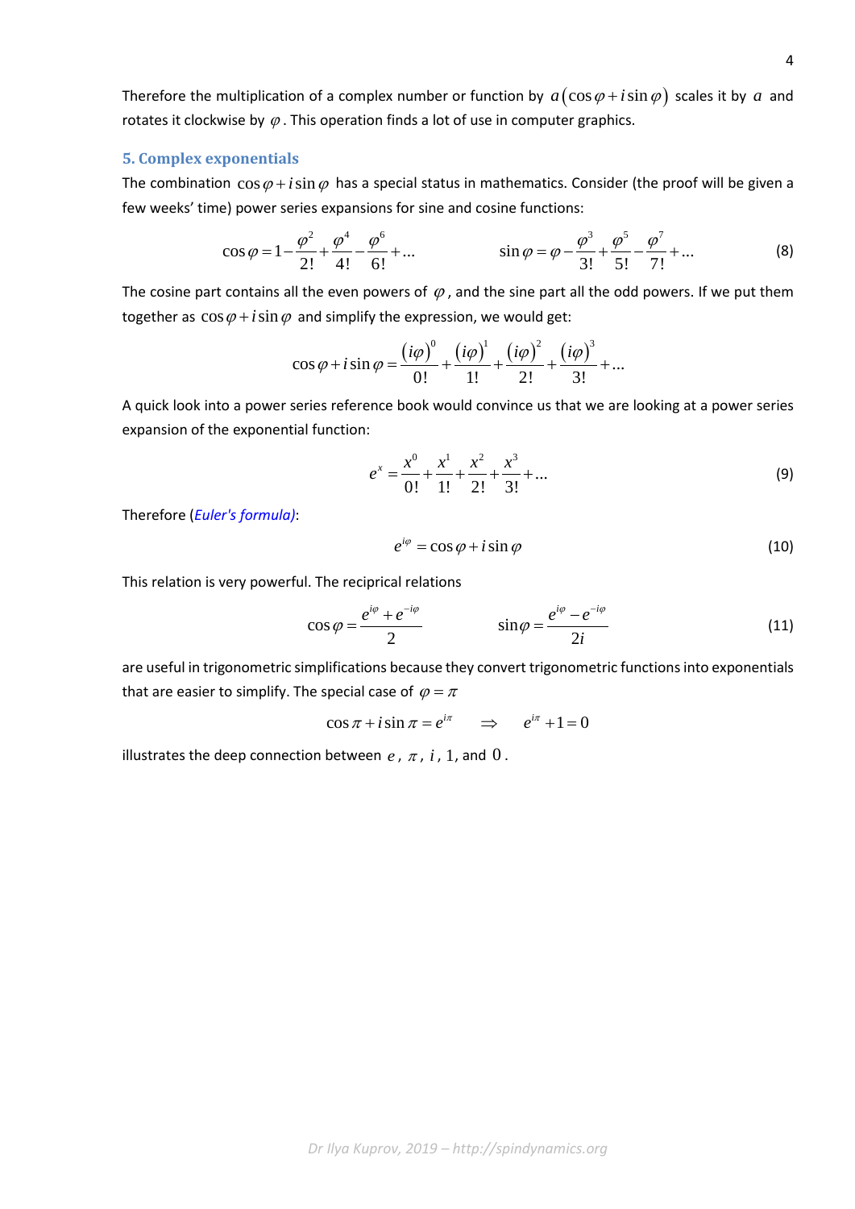Therefore the multiplication of a complex number or function by $a\left(\cos\varphi + i\sin\varphi\right)$ scales it by $a$ and rotates it clockwise by $\varphi$. This operation finds a lot of use in computer graphics.

## 5. Complex exponentials

The combination $\cos\varphi + i\sin\varphi$ has a special status in mathematics. Consider (the proof will be given a few weeks' time) power series expansions for sine and cosine functions:

$$\cos\varphi = 1 - \frac{\varphi^2}{2!} + \frac{\varphi^4}{4!} - \frac{\varphi^6}{6!} + \ldots \qquad \sin\varphi = \varphi - \frac{\varphi^3}{3!} + \frac{\varphi^5}{5!} - \frac{\varphi^7}{7!} + \ldots \tag{8}$$

The cosine part contains all the even powers of $\varphi$, and the sine part all the odd powers. If we put them together as $\cos\varphi + i\sin\varphi$ and simplify the expression, we would get:

$$\cos\varphi + i\sin\varphi = \frac{(i\varphi)^0}{0!} + \frac{(i\varphi)^1}{1!} + \frac{(i\varphi)^2}{2!} + \frac{(i\varphi)^3}{3!} + \ldots$$

A quick look into a power series reference book would convince us that we are looking at a power series expansion of the exponential function:

$$e^x = \frac{x^0}{0!} + \frac{x^1}{1!} + \frac{x^2}{2!} + \frac{x^3}{3!} + \ldots \tag{9}$$

Therefore (*Euler's formula)*:

$$e^{i\varphi} = \cos\varphi + i\sin\varphi \tag{10}$$

This relation is very powerful. The reciprical relations

$$\cos\varphi = \frac{e^{i\varphi} + e^{-i\varphi}}{2} \qquad \sin\varphi = \frac{e^{i\varphi} - e^{-i\varphi}}{2i} \tag{11}$$

are useful in trigonometric simplifications because they convert trigonometric functions into exponentials that are easier to simplify. The special case of $\varphi = \pi$

$$\cos\pi + i\sin\pi = e^{i\pi} \quad \Rightarrow \quad e^{i\pi} + 1 = 0$$

illustrates the deep connection between $e$, $\pi$, $i$, $1$, and $0$.